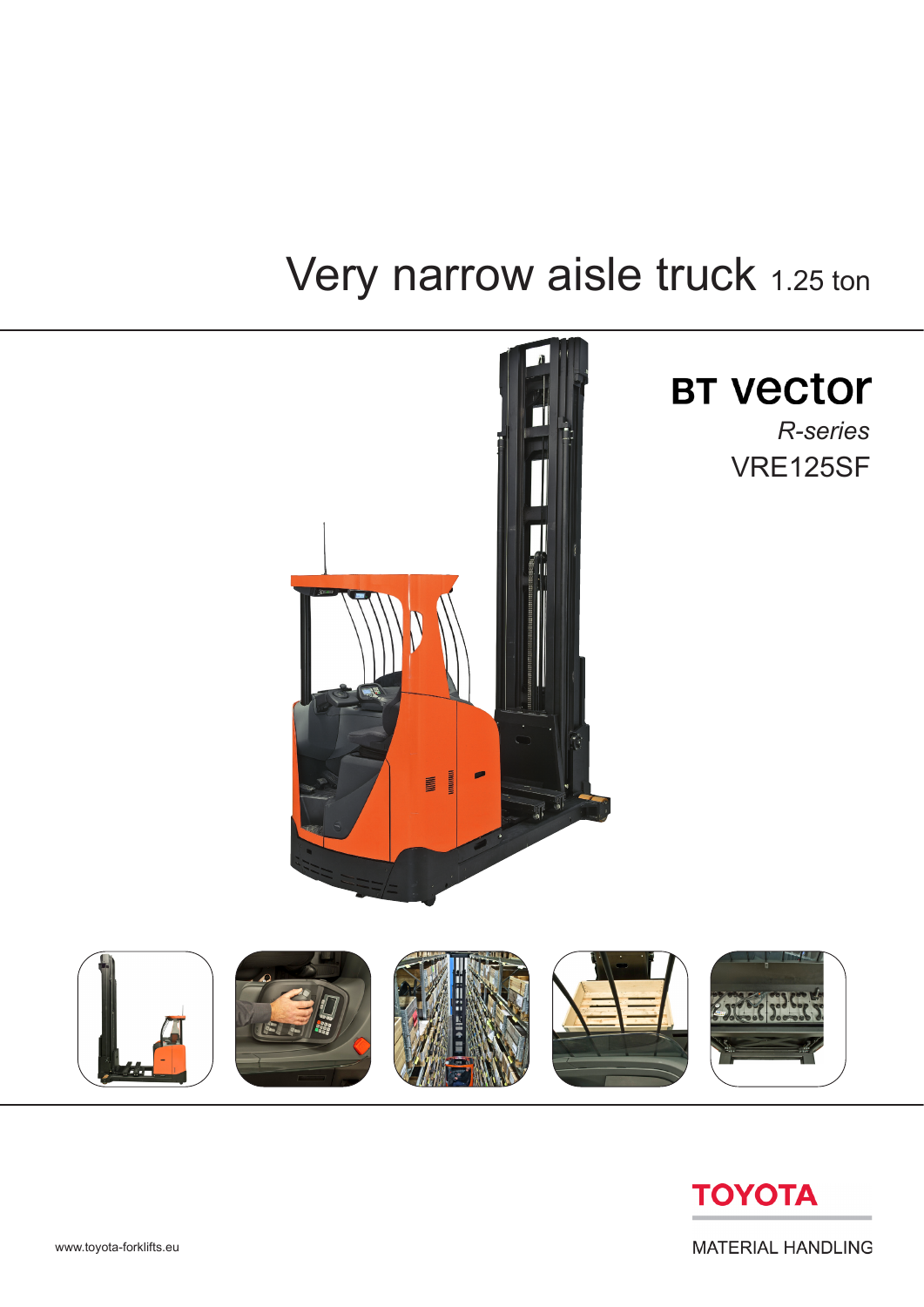# Very narrow aisle truck 1.25 ton

## BT vector

*R-series*

VRE125SF

TOYOTA

MATERIAL HANDLING

www.toyota-forklifts.eu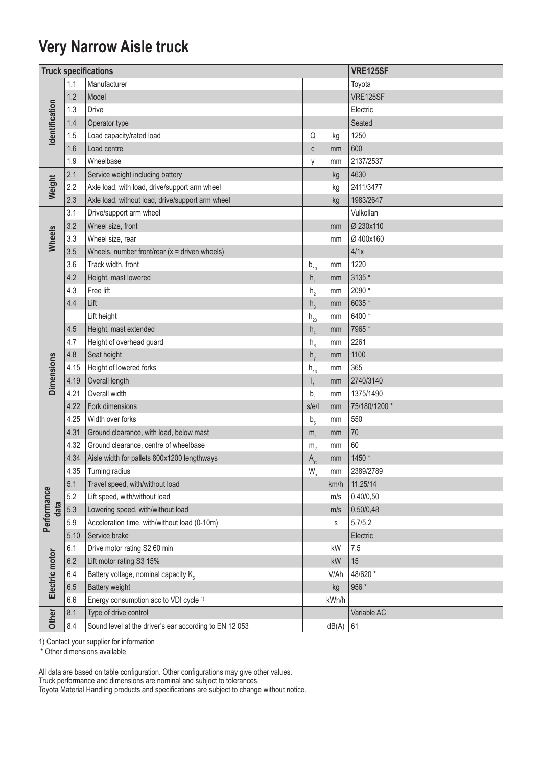# Very Narrow Aisle truck

| Truck specifications | | | | | VRE125SF |
|---|---|---|---|---|---|
| Identification | 1.1 | Manufacturer | | | Toyota |
| | 1.2 | Model | | | VRE125SF |
| | 1.3 | Drive | | | Electric |
| | 1.4 | Operator type | | | Seated |
| | 1.5 | Load capacity/rated load | Q | kg | 1250 |
| | 1.6 | Load centre | c | mm | 600 |
| | 1.9 | Wheelbase | y | mm | 2137/2537 |
| Weight | 2.1 | Service weight including battery | | kg | 4630 |
| | 2.2 | Axle load, with load, drive/support arm wheel | | kg | 2411/3477 |
| | 2.3 | Axle load, without load, drive/support arm wheel | | kg | 1983/2647 |
| Wheels | 3.1 | Drive/support arm wheel | | | Vulkollan |
| | 3.2 | Wheel size, front | | mm | Ø 230x110 |
| | 3.3 | Wheel size, rear | | mm | Ø 400x160 |
| | 3.5 | Wheels, number front/rear (x = driven wheels) | | | 4/1x |
| | 3.6 | Track width, front | $b_{10}$ | mm | 1220 |
| Dimensions | 4.2 | Height, mast lowered | $h_1$ | mm | 3135 * |
| | 4.3 | Free lift | $h_2$ | mm | 2090 * |
| | 4.4 | Lift | $h_3$ | mm | 6035 * |
| | | Lift height | $h_{23}$ | mm | 6400 * |
| | 4.5 | Height, mast extended | $h_4$ | mm | 7965 * |
| | 4.7 | Height of overhead guard | $h_6$ | mm | 2261 |
| | 4.8 | Seat height | $h_7$ | mm | 1100 |
| | 4.15 | Height of lowered forks | $h_{13}$ | mm | 365 |
| | 4.19 | Overall length | $l_1$ | mm | 2740/3140 |
| | 4.21 | Overall width | $b_1$ | mm | 1375/1490 |
| | 4.22 | Fork dimensions | s/e/l | mm | 75/180/1200 * |
| | 4.25 | Width over forks | $b_5$ | mm | 550 |
| | 4.31 | Ground clearance, with load, below mast | $m_1$ | mm | 70 |
| | 4.32 | Ground clearance, centre of wheelbase | $m_2$ | mm | 60 |
| | 4.34 | Aisle width for pallets 800x1200 lengthways | $A_{st}$ | mm | 1450 * |
| | 4.35 | Turning radius | $W_a$ | mm | 2389/2789 |
| Performance data | 5.1 | Travel speed, with/without load | | km/h | 11,25/14 |
| | 5.2 | Lift speed, with/without load | | m/s | 0,40/0,50 |
| | 5.3 | Lowering speed, with/without load | | m/s | 0,50/0,48 |
| | 5.9 | Acceleration time, with/without load (0-10m) | | s | 5,7/5,2 |
| | 5.10 | Service brake | | | Electric |
| Electric motor | 6.1 | Drive motor rating S2 60 min | | kW | 7,5 |
| | 6.2 | Lift motor rating S3 15% | | kW | 15 |
| | 6.4 | Battery voltage, nominal capacity $K_5$ | | V/Ah | 48/620 * |
| | 6.5 | Battery weight | | kg | 956 * |
| | 6.6 | Energy consumption acc to VDI cycle [1] | | kWh/h | |
| Other | 8.1 | Type of drive control | | | Variable AC |
| | 8.4 | Sound level at the driver's ear according to EN 12 053 | | dB(A) | 61 |

1) Contact your supplier for information
\* Other dimensions available

All data are based on table configuration. Other configurations may give other values.
Truck performance and dimensions are nominal and subject to tolerances.
Toyota Material Handling products and specifications are subject to change without notice.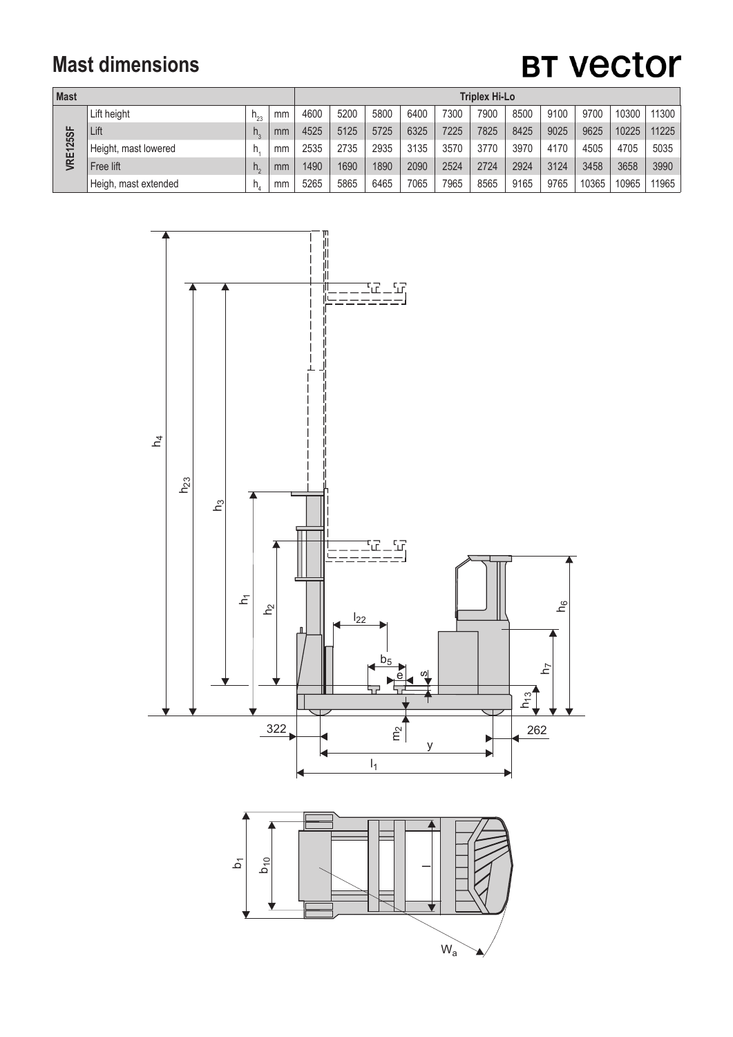# Mast dimensions

**BT vector**

| Mast | | | | Triplex Hi-Lo | | | | | | | | | | |
|---|---|---|---|---|---|---|---|---|---|---|---|---|---|---|
| VRE125SF | Lift height | $h_{23}$ | mm | 4600 | 5200 | 5800 | 6400 | 7300 | 7900 | 8500 | 9100 | 9700 | 10300 | 11300 |
| | Lift | $h_3$ | mm | 4525 | 5125 | 5725 | 6325 | 7225 | 7825 | 8425 | 9025 | 9625 | 10225 | 11225 |
| | Height, mast lowered | $h_1$ | mm | 2535 | 2735 | 2935 | 3135 | 3570 | 3770 | 3970 | 4170 | 4505 | 4705 | 5035 |
| | Free lift | $h_2$ | mm | 1490 | 1690 | 1890 | 2090 | 2524 | 2724 | 2924 | 3124 | 3458 | 3658 | 3990 |
| | Heigh, mast extended | $h_4$ | mm | 5265 | 5865 | 6465 | 7065 | 7965 | 8565 | 9165 | 9765 | 10365 | 10965 | 11965 |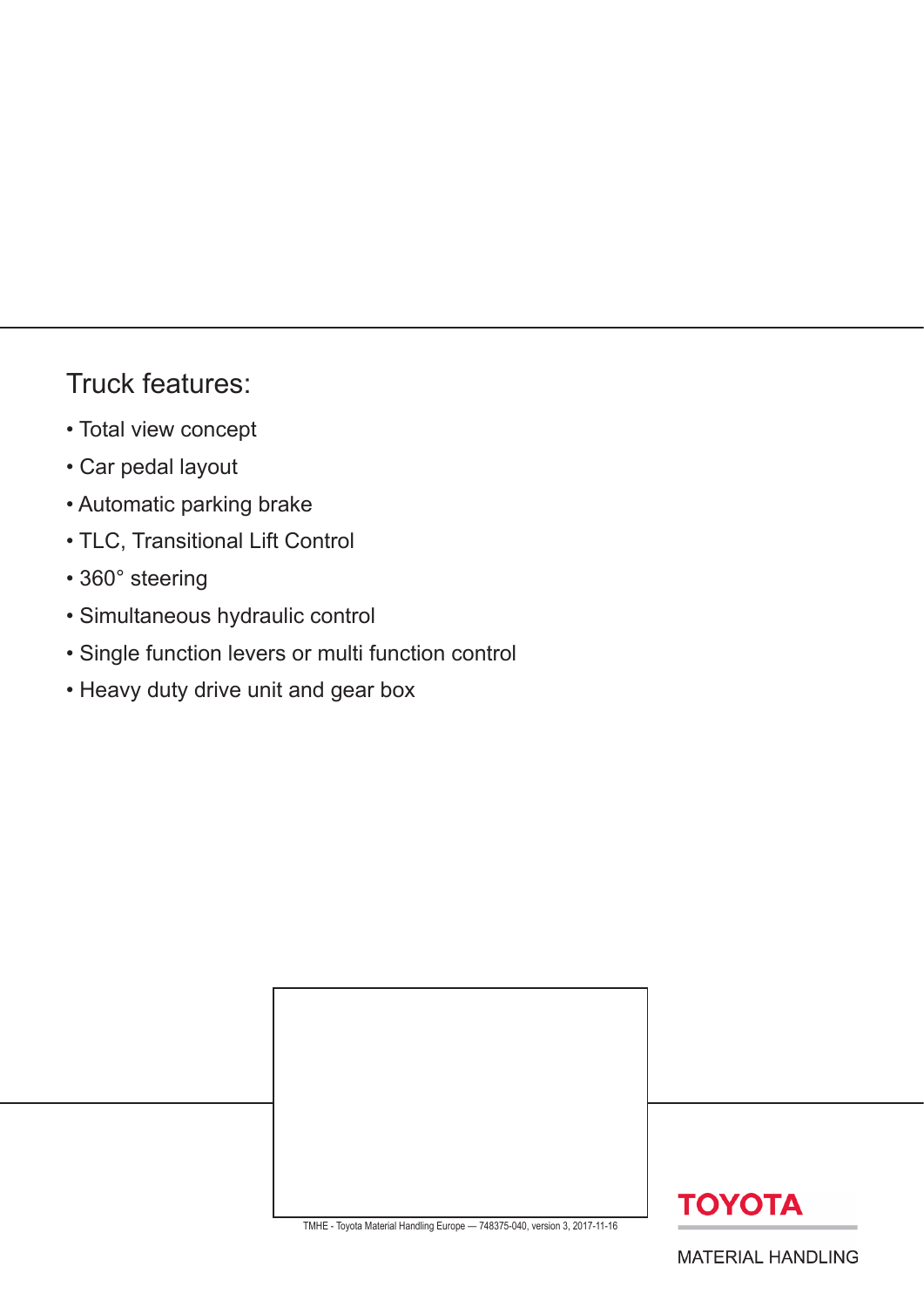## Truck features:

- Total view concept
- Car pedal layout
- Automatic parking brake
- TLC, Transitional Lift Control
- 360° steering
- Simultaneous hydraulic control
- Single function levers or multi function control
- Heavy duty drive unit and gear box

TMHE - Toyota Material Handling Europe — 748375-040, version 3, 2017-11-16

TOYOTA

MATERIAL HANDLING